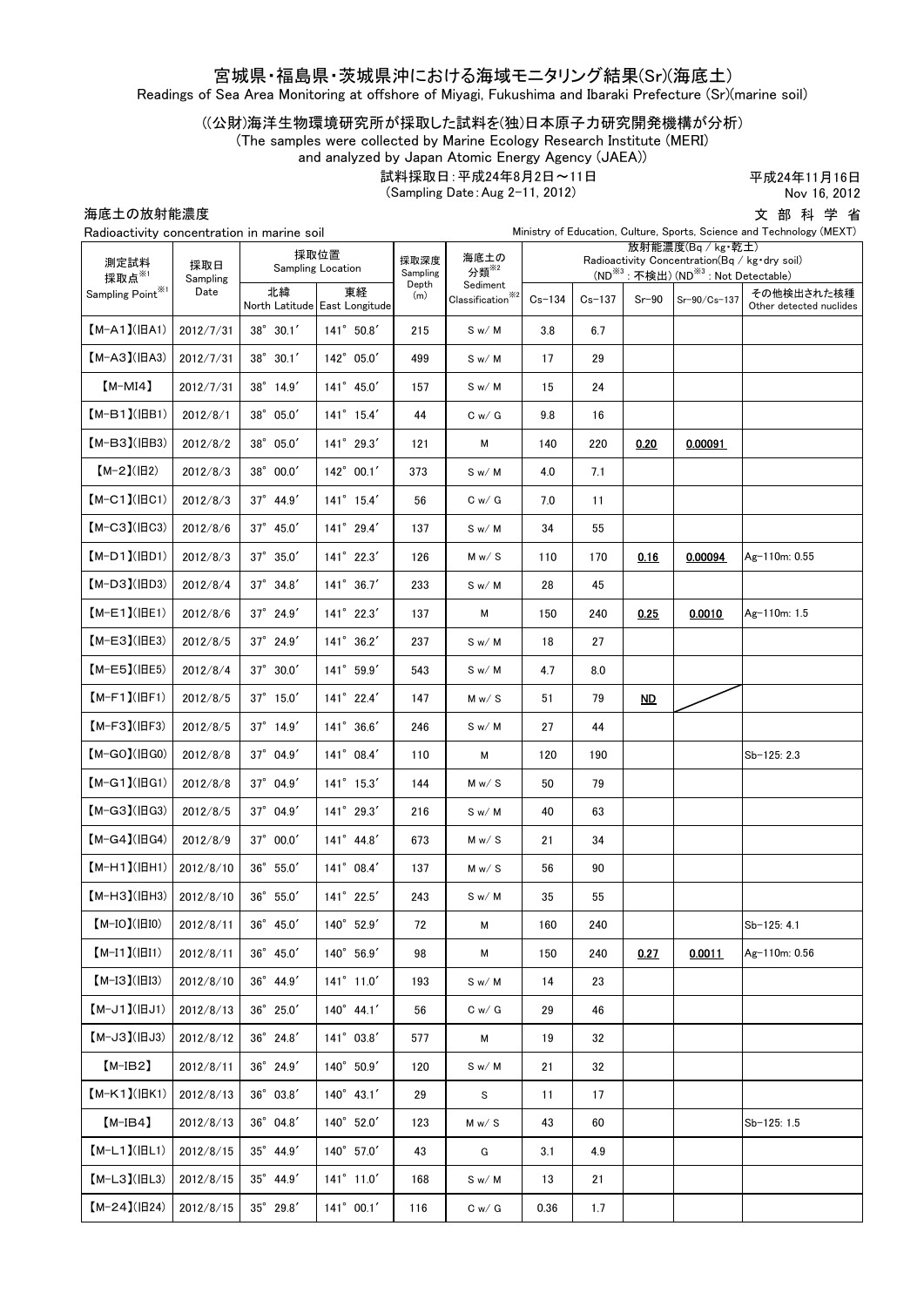# 宮城県・福島県・茨城県沖における海域モニタリング結果(Sr)(海底土)

Readings of Sea Area Monitoring at offshore of Miyagi, Fukushima and Ibaraki Prefecture (Sr)(marine soil)

((公財)海洋生物環境研究所が採取した試料を(独)日本原子力研究開発機構が分析)

(The samples were collected by Marine Ecology Research Institute (MERI) and analyzed by Japan Atomic Energy Agency (JAEA))

試料採取日：平成24年8月2日～11日
(Sampling Date：Aug 2-11, 2012)

平成24年11月16日
Nov 16, 2012

文部科学省
Ministry of Education, Culture, Sports, Science and Technology (MEXT)

海底土の放射能濃度
Radioactivity concentration in marine soil

| 測定試料 採取点※1 Sampling Point※1 | 採取日 Sampling Date | 採取位置 Sampling Location | | 採取深度 Sampling Depth (m) | 海底土の分類※2 Sediment Classification※2 | 放射能濃度(Bq／kg・乾土) Radioactivity Concentration(Bq／kg・dry soil) (ND※3：不検出) (ND※3：Not Detectable) | | | | |
|---|---|---|---|---|---|---|---|---|---|---|
| | | 北緯 North Latitude | 東経 East Longitude | | | Cs-134 | Cs-137 | Sr-90 | Sr-90/Cs-137 | その他検出された核種 Other detected nuclides |
| 【M-A1】(旧A1) | 2012/7/31 | 38°30.1′ | 141°50.8′ | 215 | S w/ M | 3.8 | 6.7 | | | |
| 【M-A3】(旧A3) | 2012/7/31 | 38°30.1′ | 142°05.0′ | 499 | S w/ M | 17 | 29 | | | |
| 【M-MI4】 | 2012/7/31 | 38°14.9′ | 141°45.0′ | 157 | S w/ M | 15 | 24 | | | |
| 【M-B1】(旧B1) | 2012/8/1 | 38°05.0′ | 141°15.4′ | 44 | C w/ G | 9.8 | 16 | | | |
| 【M-B3】(旧B3) | 2012/8/2 | 38°05.0′ | 141°29.3′ | 121 | M | 140 | 220 | 0.20 | 0.00091 | |
| 【M-2】(旧2) | 2012/8/3 | 38°00.0′ | 142°00.1′ | 373 | S w/ M | 4.0 | 7.1 | | | |
| 【M-C1】(旧C1) | 2012/8/3 | 37°44.9′ | 141°15.4′ | 56 | C w/ G | 7.0 | 11 | | | |
| 【M-C3】(旧C3) | 2012/8/6 | 37°45.0′ | 141°29.4′ | 137 | S w/ M | 34 | 55 | | | |
| 【M-D1】(旧D1) | 2012/8/3 | 37°35.0′ | 141°22.3′ | 126 | M w/ S | 110 | 170 | 0.16 | 0.00094 | Ag-110m: 0.55 |
| 【M-D3】(旧D3) | 2012/8/4 | 37°34.8′ | 141°36.7′ | 233 | S w/ M | 28 | 45 | | | |
| 【M-E1】(旧E1) | 2012/8/6 | 37°24.9′ | 141°22.3′ | 137 | M | 150 | 240 | 0.25 | 0.0010 | Ag-110m: 1.5 |
| 【M-E3】(旧E3) | 2012/8/5 | 37°24.9′ | 141°36.2′ | 237 | S w/ M | 18 | 27 | | | |
| 【M-E5】(旧E5) | 2012/8/4 | 37°30.0′ | 141°59.9′ | 543 | S w/ M | 4.7 | 8.0 | | | |
| 【M-F1】(旧F1) | 2012/8/5 | 37°15.0′ | 141°22.4′ | 147 | M w/ S | 51 | 79 | ND | ／ | |
| 【M-F3】(旧F3) | 2012/8/5 | 37°14.9′ | 141°36.6′ | 246 | S w/ M | 27 | 44 | | | |
| 【M-G0】(旧G0) | 2012/8/8 | 37°04.9′ | 141°08.4′ | 110 | M | 120 | 190 | | | Sb-125: 2.3 |
| 【M-G1】(旧G1) | 2012/8/8 | 37°04.9′ | 141°15.3′ | 144 | M w/ S | 50 | 79 | | | |
| 【M-G3】(旧G3) | 2012/8/5 | 37°04.9′ | 141°29.3′ | 216 | S w/ M | 40 | 63 | | | |
| 【M-G4】(旧G4) | 2012/8/9 | 37°00.0′ | 141°44.8′ | 673 | M w/ S | 21 | 34 | | | |
| 【M-H1】(旧H1) | 2012/8/10 | 36°55.0′ | 141°08.4′ | 137 | M w/ S | 56 | 90 | | | |
| 【M-H3】(旧H3) | 2012/8/10 | 36°55.0′ | 141°22.5′ | 243 | S w/ M | 35 | 55 | | | |
| 【M-I0】(旧I0) | 2012/8/11 | 36°45.0′ | 140°52.9′ | 72 | M | 160 | 240 | | | Sb-125: 4.1 |
| 【M-I1】(旧I1) | 2012/8/11 | 36°45.0′ | 140°56.9′ | 98 | M | 150 | 240 | 0.27 | 0.0011 | Ag-110m: 0.56 |
| 【M-I3】(旧I3) | 2012/8/10 | 36°44.9′ | 141°11.0′ | 193 | S w/ M | 14 | 23 | | | |
| 【M-J1】(旧J1) | 2012/8/13 | 36°25.0′ | 140°44.1′ | 56 | C w/ G | 29 | 46 | | | |
| 【M-J3】(旧J3) | 2012/8/12 | 36°24.8′ | 141°03.8′ | 577 | M | 19 | 32 | | | |
| 【M-IB2】 | 2012/8/11 | 36°24.9′ | 140°50.9′ | 120 | S w/ M | 21 | 32 | | | |
| 【M-K1】(旧K1) | 2012/8/13 | 36°03.8′ | 140°43.1′ | 29 | S | 11 | 17 | | | |
| 【M-IB4】 | 2012/8/13 | 36°04.8′ | 140°52.0′ | 123 | M w/ S | 43 | 60 | | | Sb-125: 1.5 |
| 【M-L1】(旧L1) | 2012/8/15 | 35°44.9′ | 140°57.0′ | 43 | G | 3.1 | 4.9 | | | |
| 【M-L3】(旧L3) | 2012/8/15 | 35°44.9′ | 141°11.0′ | 168 | S w/ M | 13 | 21 | | | |
| 【M-24】(旧24) | 2012/8/15 | 35°29.8′ | 141°00.1′ | 116 | C w/ G | 0.36 | 1.7 | | | |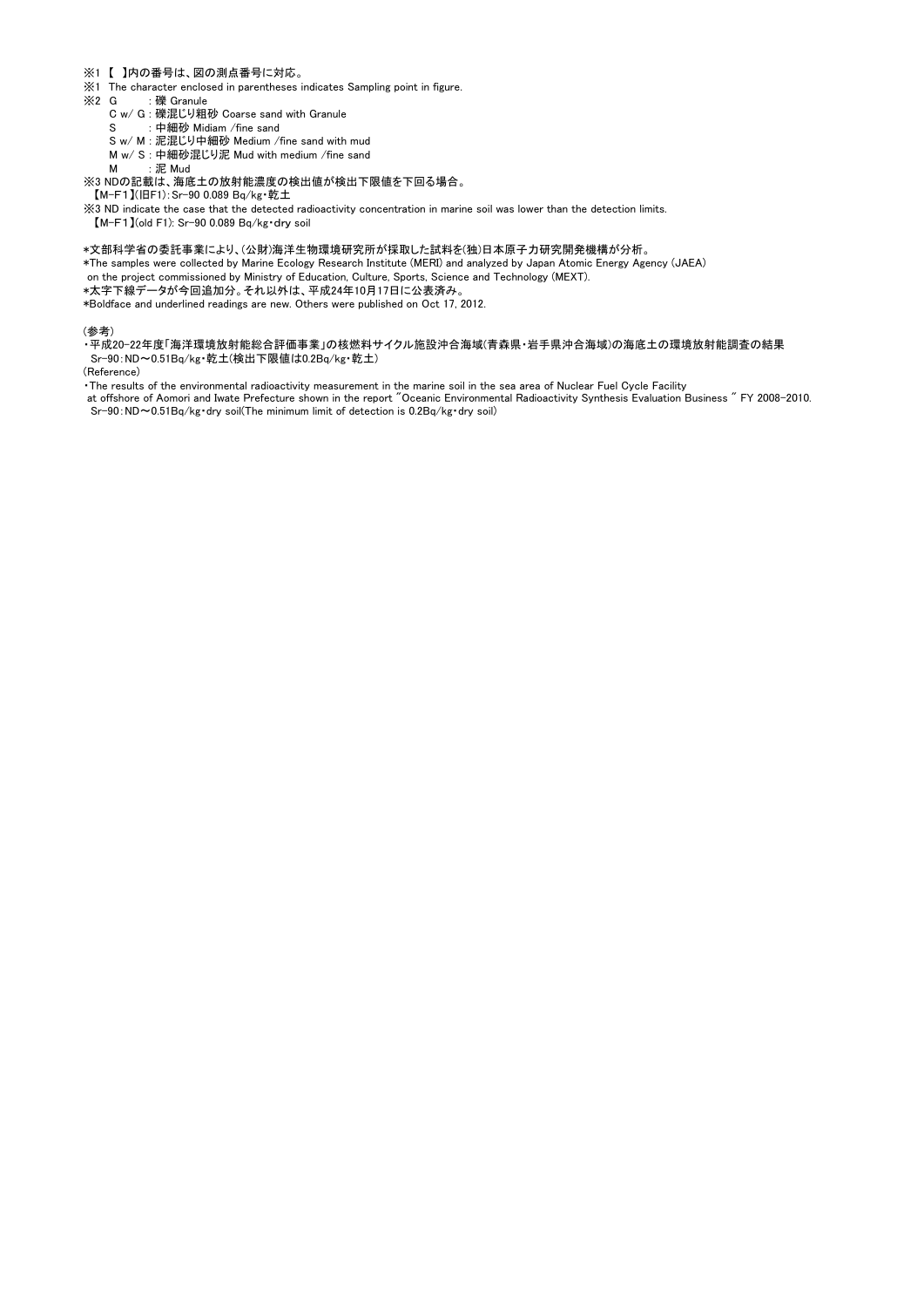※1 【 】内の番号は、図の測点番号に対応。

※1 The character enclosed in parentheses indicates Sampling point in figure.

※2 G　　 : 礫 Granule

C w/ G : 礫混じり粗砂 Coarse sand with Granule

S　　 : 中細砂 Midiam /fine sand

S w/ M : 泥混じり中細砂 Medium /fine sand with mud

M w/ S : 中細砂混じり泥 Mud with medium /fine sand

M　　 : 泥 Mud

※3 NDの記載は、海底土の放射能濃度の検出値が検出下限値を下回る場合。

【M-F1】(旧F1)：Sr-90 0.089 Bq/kg・乾土

※3 ND indicate the case that the detected radioactivity concentration in marine soil was lower than the detection limits.

【M-F1】(old F1): Sr-90 0.089 Bq/kg・dry soil

*文部科学省の委託事業により、(公財)海洋生物環境研究所が採取した試料を(独)日本原子力研究開発機構が分析。

*The samples were collected by Marine Ecology Research Institute (MERI) and analyzed by Japan Atomic Energy Agency (JAEA) on the project commissioned by Ministry of Education, Culture, Sports, Science and Technology (MEXT).

*太字下線データが今回追加分。それ以外は、平成24年10月17日に公表済み。

*Boldface and underlined readings are new. Others were published on Oct 17, 2012.

(参考)

・平成20-22年度「海洋環境放射能総合評価事業」の核燃料サイクル施設沖合海域(青森県・岩手県沖合海域)の海底土の環境放射能調査の結果

Sr-90：ND～0.51Bq/kg・乾土(検出下限値は0.2Bq/kg・乾土)

(Reference)

・The results of the environmental radioactivity measurement in the marine soil in the sea area of Nuclear Fuel Cycle Facility at offshore of Aomori and Iwate Prefecture shown in the report "Oceanic Environmental Radioactivity Synthesis Evaluation Business " FY 2008-2010.

Sr-90：ND～0.51Bq/kg・dry soil(The minimum limit of detection is 0.2Bq/kg・dry soil)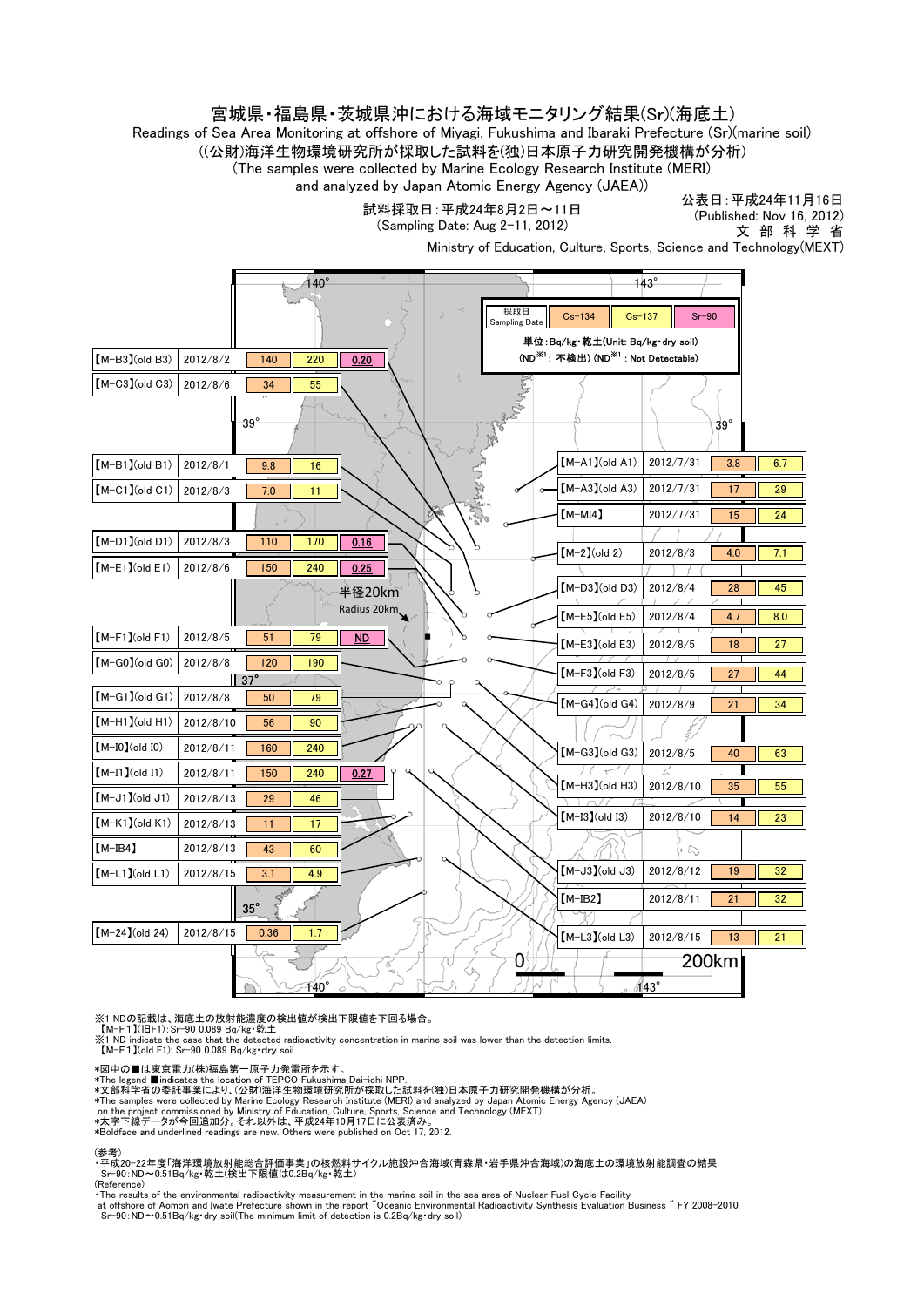# 宮城県・福島県・茨城県沖における海域モニタリング結果(Sr)(海底土)

Readings of Sea Area Monitoring at offshore of Miyagi, Fukushima and Ibaraki Prefecture (Sr)(marine soil)

((公財)海洋生物環境研究所が採取した試料を(独)日本原子力研究開発機構が分析)

(The samples were collected by Marine Ecology Research Institute (MERI) and analyzed by Japan Atomic Energy Agency (JAEA))

試料採取日：平成24年8月2日～11日
(Sampling Date: Aug 2-11, 2012)

公表日：平成24年11月16日
(Published: Nov 16, 2012)
文 部 科 学 省
Ministry of Education, Culture, Sports, Science and Technology(MEXT)

採取日 Sampling Date | Cs-134 | Cs-137 | Sr-90

単位：Bq/kg・乾土(Unit: Bq/kg・dry soil)
(ND※1：不検出) (ND※1 : Not Detectable)

140°
143°
39°
37°
35°
半径20km
Radius 20km
0
200km

【M-B3】(old B3) 2012/8/2 140 220 **0.20**
【M-C3】(old C3) 2012/8/6 34 55
【M-B1】(old B1) 2012/8/1 9.8 16
【M-C1】(old C1) 2012/8/3 7.0 11
【M-D1】(old D1) 2012/8/3 110 170 **0.16**
【M-E1】(old E1) 2012/8/6 150 240 **0.25**
【M-F1】(old F1) 2012/8/5 51 79 **ND**
【M-G0】(old G0) 2012/8/8 120 190
【M-G1】(old G1) 2012/8/8 50 79
【M-H1】(old H1) 2012/8/10 56 90
【M-I0】(old I0) 2012/8/11 160 240
【M-I1】(old I1) 2012/8/11 150 240 **0.27**
【M-J1】(old J1) 2012/8/13 29 46
【M-K1】(old K1) 2012/8/13 11 17
【M-IB4】 2012/8/13 43 60
【M-L1】(old L1) 2012/8/15 3.1 4.9
【M-24】(old 24) 2012/8/15 0.36 1.7

【M-A1】(old A1) 2012/7/31 3.8 6.7
【M-A3】(old A3) 2012/7/31 17 29
【M-MI4】 2012/7/31 15 24
【M-2】(old 2) 2012/8/3 4.0 7.1
【M-D3】(old D3) 2012/8/4 28 45
【M-E5】(old E5) 2012/8/4 4.7 8.0
【M-E3】(old E3) 2012/8/5 18 27
【M-F3】(old F3) 2012/8/5 27 44
【M-G4】(old G4) 2012/8/9 21 34
【M-G3】(old G3) 2012/8/5 40 63
【M-H3】(old H3) 2012/8/10 35 55
【M-I3】(old I3) 2012/8/10 14 23
【M-J3】(old J3) 2012/8/12 19 32
【M-IB2】 2012/8/11 21 32
【M-L3】(old L3) 2012/8/15 13 21

※1 NDの記載は、海底土の放射能濃度の検出値が検出下限値を下回る場合。
【M-F1】(旧F1)：Sr-90 0.089 Bq/kg・乾土
※1 ND indicate the case that the detected radioactivity concentration in marine soil was lower than the detection limits.
【M-F1】(old F1): Sr-90 0.089 Bq/kg・dry soil

*図中の■は東京電力(株)福島第一原子力発電所を示す。
*The legend ■indicates the location of TEPCO Fukushima Dai-ichi NPP.
*文部科学省の委託事業により、(公財)海洋生物環境研究所が採取した試料を(独)日本原子力研究開発機構が分析。
*The samples were collected by Marine Ecology Research Institute (MERI) and analyzed by Japan Atomic Energy Agency (JAEA) on the project commissioned by Ministry of Education, Culture, Sports, Science and Technology (MEXT).
*太字下線データが今回追加分。それ以外は、平成24年10月17日に公表済み。
*Boldface and underlined readings are new. Others were published on Oct 17, 2012.

(参考)
・平成20-22年度「海洋環境放射能総合評価事業」の核燃料サイクル施設沖合海域(青森県・岩手県沖合海域)の海底土の環境放射能調査の結果
Sr-90：ND～0.51Bq/kg・乾土(検出下限値は0.2Bq/kg・乾土)
(Reference)
・The results of the environmental radioactivity measurement in the marine soil in the sea area of Nuclear Fuel Cycle Facility at offshore of Aomori and Iwate Prefecture shown in the report "Oceanic Environmental Radioactivity Synthesis Evaluation Business " FY 2008-2010.
Sr-90: ND～0.51Bq/kg・dry soil(The minimum limit of detection is 0.2Bq/kg・dry soil)